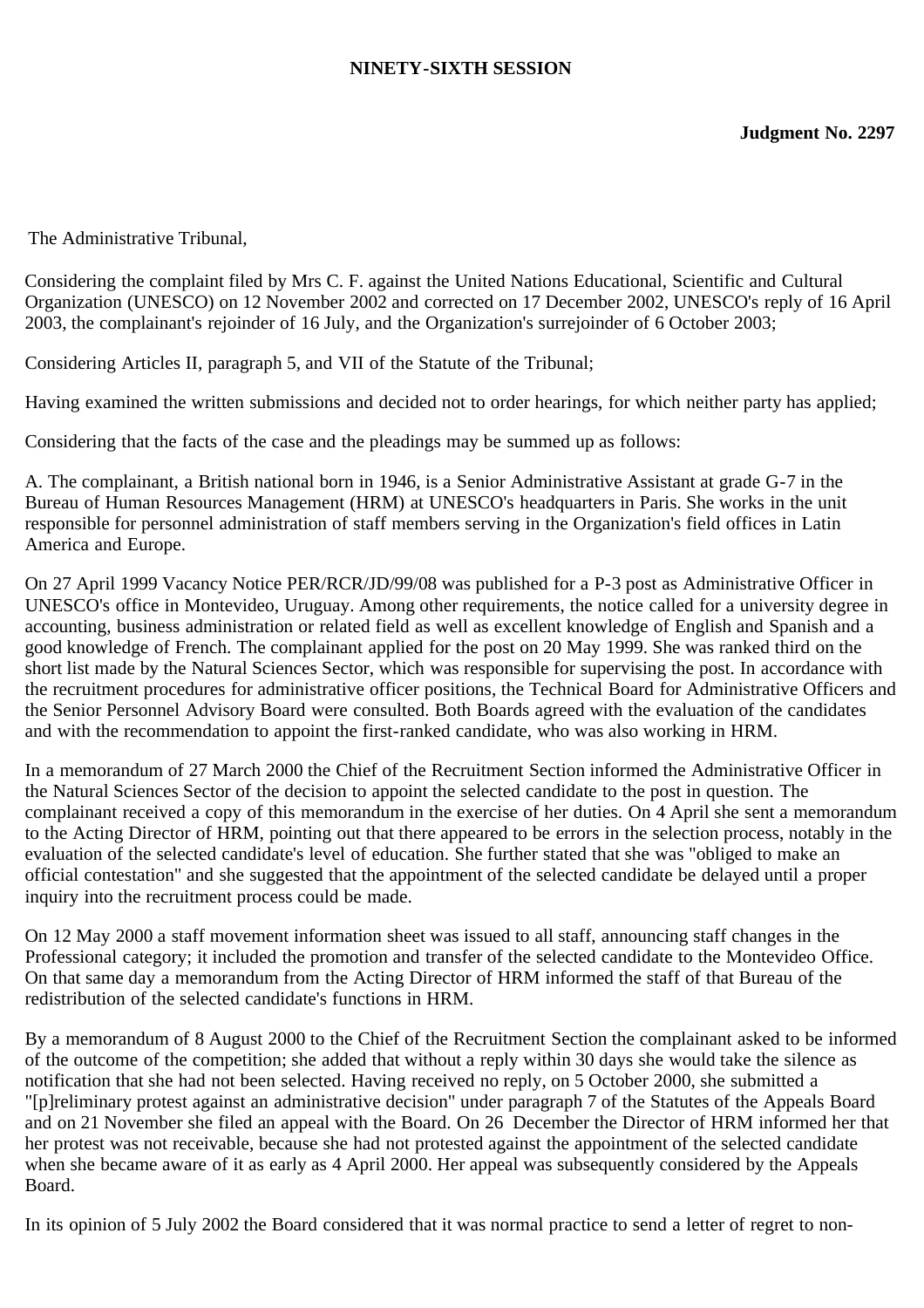**NINETY-SIXTH SESSION**

**Judgment No. 2297**

The Administrative Tribunal,

Considering the complaint filed by Mrs C. F. against the United Nations Educational, Scientific and Cultural Organization (UNESCO) on 12 November 2002 and corrected on 17 December 2002, UNESCO's reply of 16 April 2003, the complainant's rejoinder of 16 July, and the Organization's surrejoinder of 6 October 2003;

Considering Articles II, paragraph 5, and VII of the Statute of the Tribunal;

Having examined the written submissions and decided not to order hearings, for which neither party has applied;

Considering that the facts of the case and the pleadings may be summed up as follows:

A. The complainant, a British national born in 1946, is a Senior Administrative Assistant at grade G-7 in the Bureau of Human Resources Management (HRM) at UNESCO's headquarters in Paris. She works in the unit responsible for personnel administration of staff members serving in the Organization's field offices in Latin America and Europe.

On 27 April 1999 Vacancy Notice PER/RCR/JD/99/08 was published for a P-3 post as Administrative Officer in UNESCO's office in Montevideo, Uruguay. Among other requirements, the notice called for a university degree in accounting, business administration or related field as well as excellent knowledge of English and Spanish and a good knowledge of French. The complainant applied for the post on 20 May 1999. She was ranked third on the short list made by the Natural Sciences Sector, which was responsible for supervising the post. In accordance with the recruitment procedures for administrative officer positions, the Technical Board for Administrative Officers and the Senior Personnel Advisory Board were consulted. Both Boards agreed with the evaluation of the candidates and with the recommendation to appoint the first-ranked candidate, who was also working in HRM.

In a memorandum of 27 March 2000 the Chief of the Recruitment Section informed the Administrative Officer in the Natural Sciences Sector of the decision to appoint the selected candidate to the post in question. The complainant received a copy of this memorandum in the exercise of her duties. On 4 April she sent a memorandum to the Acting Director of HRM, pointing out that there appeared to be errors in the selection process, notably in the evaluation of the selected candidate's level of education. She further stated that she was "obliged to make an official contestation" and she suggested that the appointment of the selected candidate be delayed until a proper inquiry into the recruitment process could be made.

On 12 May 2000 a staff movement information sheet was issued to all staff, announcing staff changes in the Professional category; it included the promotion and transfer of the selected candidate to the Montevideo Office. On that same day a memorandum from the Acting Director of HRM informed the staff of that Bureau of the redistribution of the selected candidate's functions in HRM.

By a memorandum of 8 August 2000 to the Chief of the Recruitment Section the complainant asked to be informed of the outcome of the competition; she added that without a reply within 30 days she would take the silence as notification that she had not been selected. Having received no reply, on 5 October 2000, she submitted a "[p]reliminary protest against an administrative decision" under paragraph 7 of the Statutes of the Appeals Board and on 21 November she filed an appeal with the Board. On 26 December the Director of HRM informed her that her protest was not receivable, because she had not protested against the appointment of the selected candidate when she became aware of it as early as 4 April 2000. Her appeal was subsequently considered by the Appeals Board.

In its opinion of 5 July 2002 the Board considered that it was normal practice to send a letter of regret to non-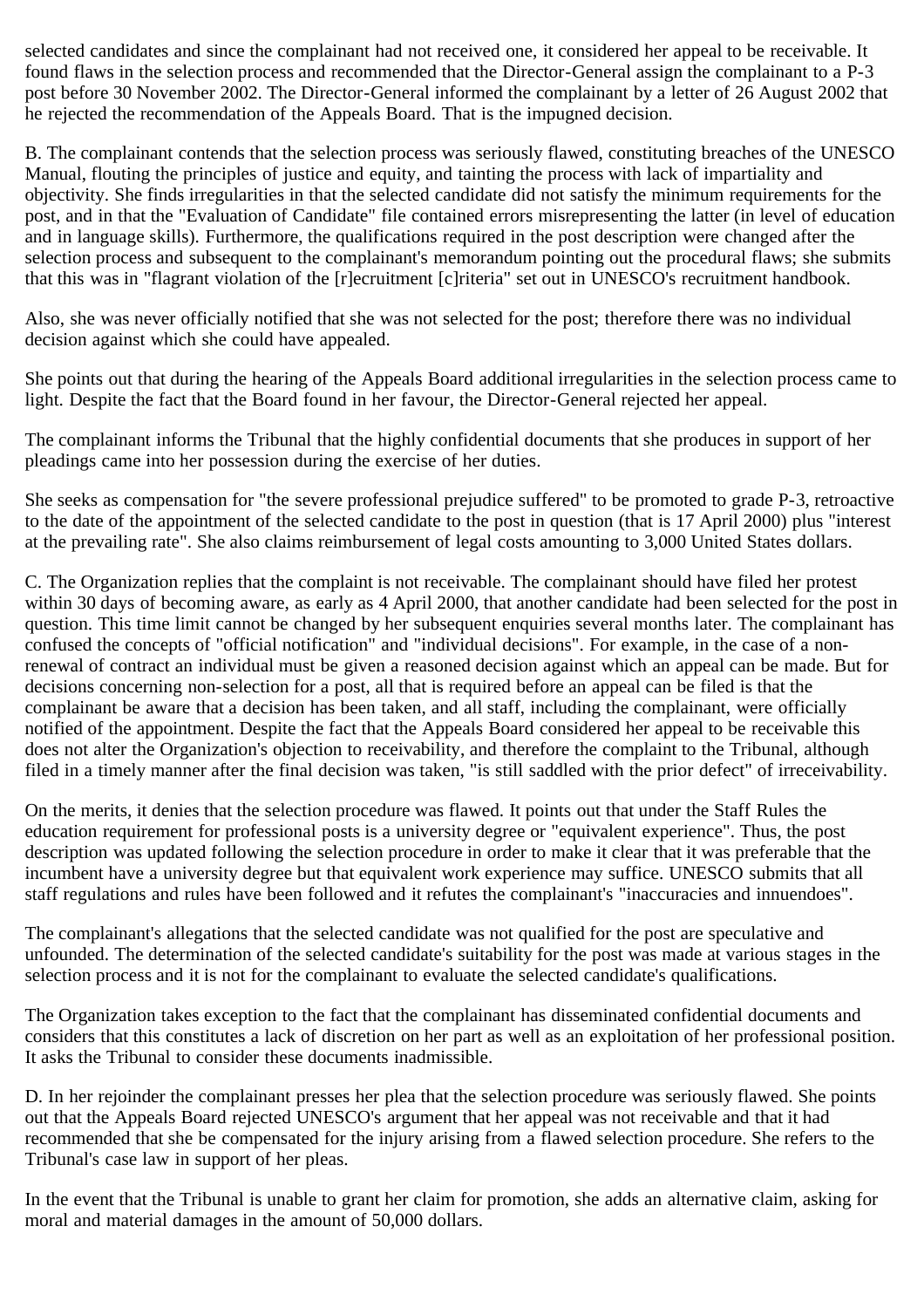selected candidates and since the complainant had not received one, it considered her appeal to be receivable. It found flaws in the selection process and recommended that the Director-General assign the complainant to a P-3 post before 30 November 2002. The Director-General informed the complainant by a letter of 26 August 2002 that he rejected the recommendation of the Appeals Board. That is the impugned decision.

B. The complainant contends that the selection process was seriously flawed, constituting breaches of the UNESCO Manual, flouting the principles of justice and equity, and tainting the process with lack of impartiality and objectivity. She finds irregularities in that the selected candidate did not satisfy the minimum requirements for the post, and in that the "Evaluation of Candidate" file contained errors misrepresenting the latter (in level of education and in language skills). Furthermore, the qualifications required in the post description were changed after the selection process and subsequent to the complainant's memorandum pointing out the procedural flaws; she submits that this was in "flagrant violation of the [r]ecruitment [c]riteria" set out in UNESCO's recruitment handbook.

Also, she was never officially notified that she was not selected for the post; therefore there was no individual decision against which she could have appealed.

She points out that during the hearing of the Appeals Board additional irregularities in the selection process came to light. Despite the fact that the Board found in her favour, the Director-General rejected her appeal.

The complainant informs the Tribunal that the highly confidential documents that she produces in support of her pleadings came into her possession during the exercise of her duties.

She seeks as compensation for "the severe professional prejudice suffered" to be promoted to grade P-3, retroactive to the date of the appointment of the selected candidate to the post in question (that is 17 April 2000) plus "interest at the prevailing rate". She also claims reimbursement of legal costs amounting to 3,000 United States dollars.

C. The Organization replies that the complaint is not receivable. The complainant should have filed her protest within 30 days of becoming aware, as early as 4 April 2000, that another candidate had been selected for the post in question. This time limit cannot be changed by her subsequent enquiries several months later. The complainant has confused the concepts of "official notification" and "individual decisions". For example, in the case of a non-renewal of contract an individual must be given a reasoned decision against which an appeal can be made. But for decisions concerning non-selection for a post, all that is required before an appeal can be filed is that the complainant be aware that a decision has been taken, and all staff, including the complainant, were officially notified of the appointment. Despite the fact that the Appeals Board considered her appeal to be receivable this does not alter the Organization's objection to receivability, and therefore the complaint to the Tribunal, although filed in a timely manner after the final decision was taken, "is still saddled with the prior defect" of irreceivability.

On the merits, it denies that the selection procedure was flawed. It points out that under the Staff Rules the education requirement for professional posts is a university degree or "equivalent experience". Thus, the post description was updated following the selection procedure in order to make it clear that it was preferable that the incumbent have a university degree but that equivalent work experience may suffice. UNESCO submits that all staff regulations and rules have been followed and it refutes the complainant's "inaccuracies and innuendoes".

The complainant's allegations that the selected candidate was not qualified for the post are speculative and unfounded. The determination of the selected candidate's suitability for the post was made at various stages in the selection process and it is not for the complainant to evaluate the selected candidate's qualifications.

The Organization takes exception to the fact that the complainant has disseminated confidential documents and considers that this constitutes a lack of discretion on her part as well as an exploitation of her professional position. It asks the Tribunal to consider these documents inadmissible.

D. In her rejoinder the complainant presses her plea that the selection procedure was seriously flawed. She points out that the Appeals Board rejected UNESCO's argument that her appeal was not receivable and that it had recommended that she be compensated for the injury arising from a flawed selection procedure. She refers to the Tribunal's case law in support of her pleas.

In the event that the Tribunal is unable to grant her claim for promotion, she adds an alternative claim, asking for moral and material damages in the amount of 50,000 dollars.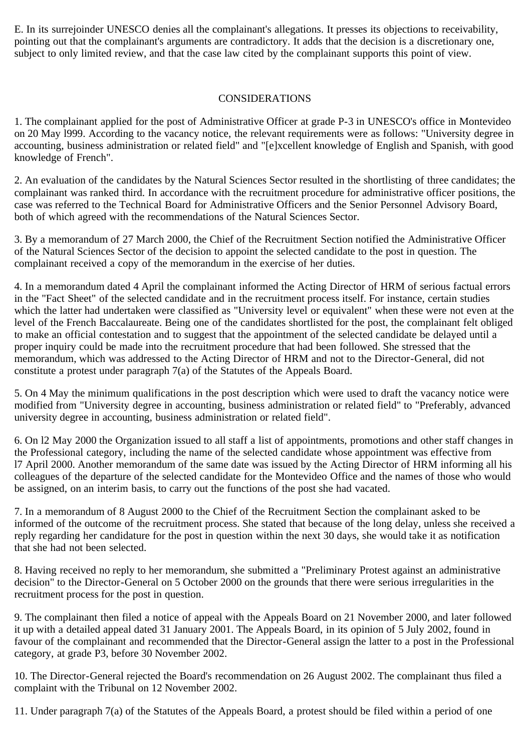E. In its surrejoinder UNESCO denies all the complainant's allegations. It presses its objections to receivability, pointing out that the complainant's arguments are contradictory. It adds that the decision is a discretionary one, subject to only limited review, and that the case law cited by the complainant supports this point of view.

## CONSIDERATIONS

1. The complainant applied for the post of Administrative Officer at grade P-3 in UNESCO's office in Montevideo on 20 May l999. According to the vacancy notice, the relevant requirements were as follows: "University degree in accounting, business administration or related field" and "[e]xcellent knowledge of English and Spanish, with good knowledge of French".

2. An evaluation of the candidates by the Natural Sciences Sector resulted in the shortlisting of three candidates; the complainant was ranked third. In accordance with the recruitment procedure for administrative officer positions, the case was referred to the Technical Board for Administrative Officers and the Senior Personnel Advisory Board, both of which agreed with the recommendations of the Natural Sciences Sector.

3. By a memorandum of 27 March 2000, the Chief of the Recruitment Section notified the Administrative Officer of the Natural Sciences Sector of the decision to appoint the selected candidate to the post in question. The complainant received a copy of the memorandum in the exercise of her duties.

4. In a memorandum dated 4 April the complainant informed the Acting Director of HRM of serious factual errors in the "Fact Sheet" of the selected candidate and in the recruitment process itself. For instance, certain studies which the latter had undertaken were classified as "University level or equivalent" when these were not even at the level of the French Baccalaureate. Being one of the candidates shortlisted for the post, the complainant felt obliged to make an official contestation and to suggest that the appointment of the selected candidate be delayed until a proper inquiry could be made into the recruitment procedure that had been followed. She stressed that the memorandum, which was addressed to the Acting Director of HRM and not to the Director-General, did not constitute a protest under paragraph 7(a) of the Statutes of the Appeals Board.

5. On 4 May the minimum qualifications in the post description which were used to draft the vacancy notice were modified from "University degree in accounting, business administration or related field" to "Preferably, advanced university degree in accounting, business administration or related field".

6. On l2 May 2000 the Organization issued to all staff a list of appointments, promotions and other staff changes in the Professional category, including the name of the selected candidate whose appointment was effective from l7 April 2000. Another memorandum of the same date was issued by the Acting Director of HRM informing all his colleagues of the departure of the selected candidate for the Montevideo Office and the names of those who would be assigned, on an interim basis, to carry out the functions of the post she had vacated.

7. In a memorandum of 8 August 2000 to the Chief of the Recruitment Section the complainant asked to be informed of the outcome of the recruitment process. She stated that because of the long delay, unless she received a reply regarding her candidature for the post in question within the next 30 days, she would take it as notification that she had not been selected.

8. Having received no reply to her memorandum, she submitted a "Preliminary Protest against an administrative decision" to the Director-General on 5 October 2000 on the grounds that there were serious irregularities in the recruitment process for the post in question.

9. The complainant then filed a notice of appeal with the Appeals Board on 21 November 2000, and later followed it up with a detailed appeal dated 31 January 2001. The Appeals Board, in its opinion of 5 July 2002, found in favour of the complainant and recommended that the Director-General assign the latter to a post in the Professional category, at grade P3, before 30 November 2002.

10. The Director-General rejected the Board's recommendation on 26 August 2002. The complainant thus filed a complaint with the Tribunal on 12 November 2002.

11. Under paragraph 7(a) of the Statutes of the Appeals Board, a protest should be filed within a period of one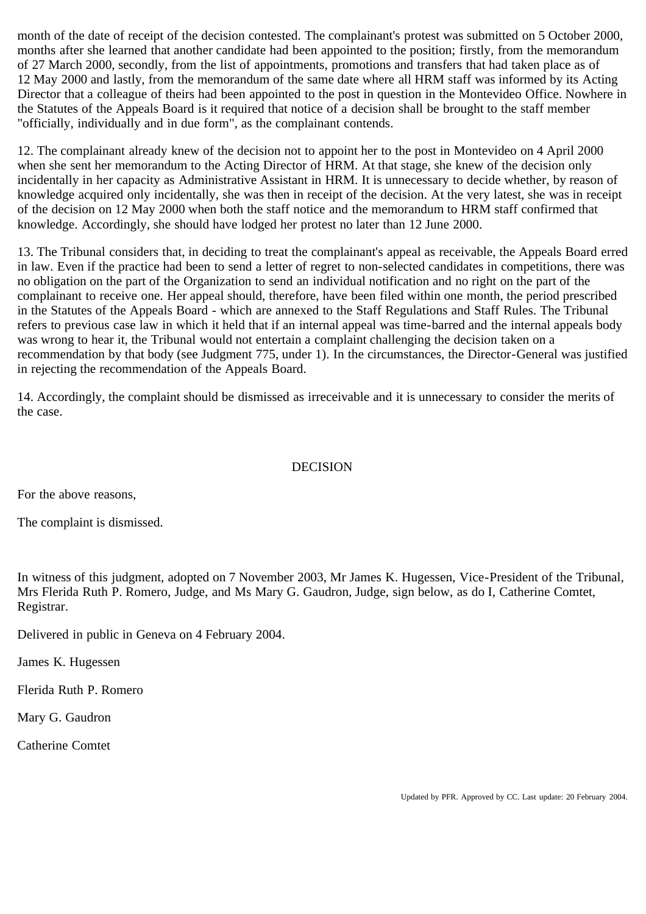month of the date of receipt of the decision contested. The complainant's protest was submitted on 5 October 2000, months after she learned that another candidate had been appointed to the position; firstly, from the memorandum of 27 March 2000, secondly, from the list of appointments, promotions and transfers that had taken place as of 12 May 2000 and lastly, from the memorandum of the same date where all HRM staff was informed by its Acting Director that a colleague of theirs had been appointed to the post in question in the Montevideo Office. Nowhere in the Statutes of the Appeals Board is it required that notice of a decision shall be brought to the staff member "officially, individually and in due form", as the complainant contends.

12. The complainant already knew of the decision not to appoint her to the post in Montevideo on 4 April 2000 when she sent her memorandum to the Acting Director of HRM. At that stage, she knew of the decision only incidentally in her capacity as Administrative Assistant in HRM. It is unnecessary to decide whether, by reason of knowledge acquired only incidentally, she was then in receipt of the decision. At the very latest, she was in receipt of the decision on 12 May 2000 when both the staff notice and the memorandum to HRM staff confirmed that knowledge. Accordingly, she should have lodged her protest no later than 12 June 2000.

13. The Tribunal considers that, in deciding to treat the complainant's appeal as receivable, the Appeals Board erred in law. Even if the practice had been to send a letter of regret to non-selected candidates in competitions, there was no obligation on the part of the Organization to send an individual notification and no right on the part of the complainant to receive one. Her appeal should, therefore, have been filed within one month, the period prescribed in the Statutes of the Appeals Board - which are annexed to the Staff Regulations and Staff Rules. The Tribunal refers to previous case law in which it held that if an internal appeal was time-barred and the internal appeals body was wrong to hear it, the Tribunal would not entertain a complaint challenging the decision taken on a recommendation by that body (see Judgment 775, under 1). In the circumstances, the Director-General was justified in rejecting the recommendation of the Appeals Board.

14. Accordingly, the complaint should be dismissed as irreceivable and it is unnecessary to consider the merits of the case.

## DECISION

For the above reasons,

The complaint is dismissed.

In witness of this judgment, adopted on 7 November 2003, Mr James K. Hugessen, Vice-President of the Tribunal, Mrs Flerida Ruth P. Romero, Judge, and Ms Mary G. Gaudron, Judge, sign below, as do I, Catherine Comtet, Registrar.

Delivered in public in Geneva on 4 February 2004.

James K. Hugessen

Flerida Ruth P. Romero

Mary G. Gaudron

Catherine Comtet

Updated by PFR. Approved by CC. Last update: 20 February 2004.